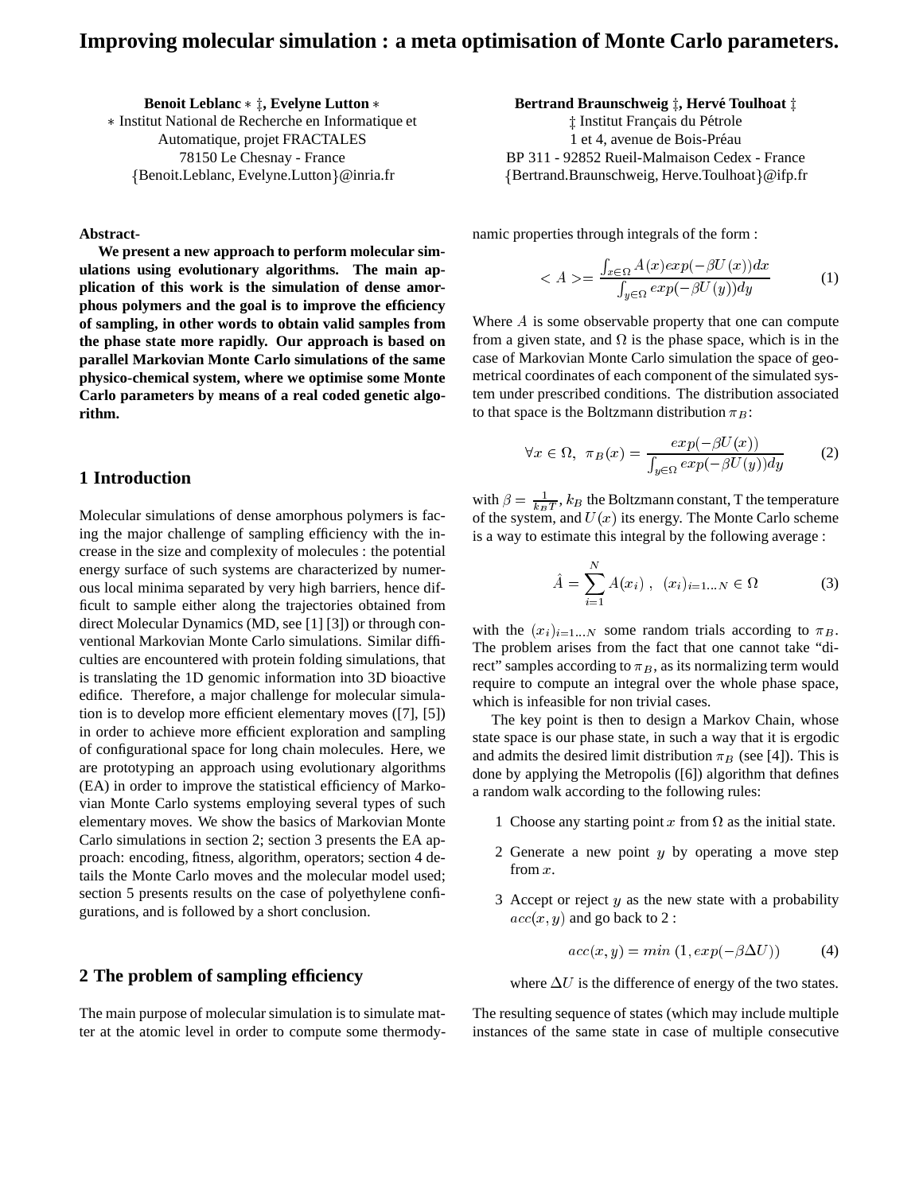# Improving molecular simulation : a meta optimisation of Monte Carlo parameters.

**Benoit Leblanc** ∗ ‡**, Evelyne Lutton** ∗
∗ Institut National de Recherche en Informatique et Automatique, projet FRACTALES
78150 Le Chesnay - France
{Benoit.Leblanc, Evelyne.Lutton}@inria.fr

**Bertrand Braunschweig** ‡**, Hervé Toulhoat** ‡
‡ Institut Français du Pétrole
1 et 4, avenue de Bois-Préau
BP 311 - 92852 Rueil-Malmaison Cedex - France
{Bertrand.Braunschweig, Herve.Toulhoat}@ifp.fr

**Abstract-**

**We present a new approach to perform molecular simulations using evolutionary algorithms. The main application of this work is the simulation of dense amorphous polymers and the goal is to improve the efficiency of sampling, in other words to obtain valid samples from the phase state more rapidly. Our approach is based on parallel Markovian Monte Carlo simulations of the same physico-chemical system, where we optimise some Monte Carlo parameters by means of a real coded genetic algorithm.**

## 1 Introduction

Molecular simulations of dense amorphous polymers is facing the major challenge of sampling efficiency with the increase in the size and complexity of molecules : the potential energy surface of such systems are characterized by numerous local minima separated by very high barriers, hence difficult to sample either along the trajectories obtained from direct Molecular Dynamics (MD, see [1] [3]) or through conventional Markovian Monte Carlo simulations. Similar difficulties are encountered with protein folding simulations, that is translating the 1D genomic information into 3D bioactive edifice. Therefore, a major challenge for molecular simulation is to develop more efficient elementary moves ([7], [5]) in order to achieve more efficient exploration and sampling of configurational space for long chain molecules. Here, we are prototyping an approach using evolutionary algorithms (EA) in order to improve the statistical efficiency of Markovian Monte Carlo systems employing several types of such elementary moves. We show the basics of Markovian Monte Carlo simulations in section 2; section 3 presents the EA approach: encoding, fitness, algorithm, operators; section 4 details the Monte Carlo moves and the molecular model used; section 5 presents results on the case of polyethylene configurations, and is followed by a short conclusion.

## 2 The problem of sampling efficiency

The main purpose of molecular simulation is to simulate matter at the atomic level in order to compute some thermodynamic properties through integrals of the form :

$$< A >= \frac{\int_{x \in \Omega} A(x) exp(-\beta U(x)) dx}{\int_{y \in \Omega} exp(-\beta U(y)) dy} \tag{1}$$

Where $A$ is some observable property that one can compute from a given state, and $\Omega$ is the phase space, which is in the case of Markovian Monte Carlo simulation the space of geometrical coordinates of each component of the simulated system under prescribed conditions. The distribution associated to that space is the Boltzmann distribution $\pi_B$:

$$\forall x \in \Omega, \;\; \pi_B(x) = \frac{exp(-\beta U(x))}{\int_{y \in \Omega} exp(-\beta U(y)) dy} \tag{2}$$

with $\beta = \frac{1}{k_B T}$, $k_B$ the Boltzmann constant, T the temperature of the system, and $U(x)$ its energy. The Monte Carlo scheme is a way to estimate this integral by the following average :

$$\hat{A} = \sum_{i=1}^{N} A(x_i) \;, \;\; (x_i)_{i=1...N} \in \Omega \tag{3}$$

with the $(x_i)_{i=1...N}$ some random trials according to $\pi_B$. The problem arises from the fact that one cannot take "direct" samples according to $\pi_B$, as its normalizing term would require to compute an integral over the whole phase space, which is infeasible for non trivial cases.

The key point is then to design a Markov Chain, whose state space is our phase state, in such a way that it is ergodic and admits the desired limit distribution $\pi_B$ (see [4]). This is done by applying the Metropolis ([6]) algorithm that defines a random walk according to the following rules:

1. Choose any starting point $x$ from $\Omega$ as the initial state.
2. Generate a new point $y$ by operating a move step from $x$.
3. Accept or reject $y$ as the new state with a probability $acc(x, y)$ and go back to 2 :

$$acc(x, y) = min\;(1, exp(-\beta \Delta U)) \tag{4}$$

where $\Delta U$ is the difference of energy of the two states.

The resulting sequence of states (which may include multiple instances of the same state in case of multiple consecutive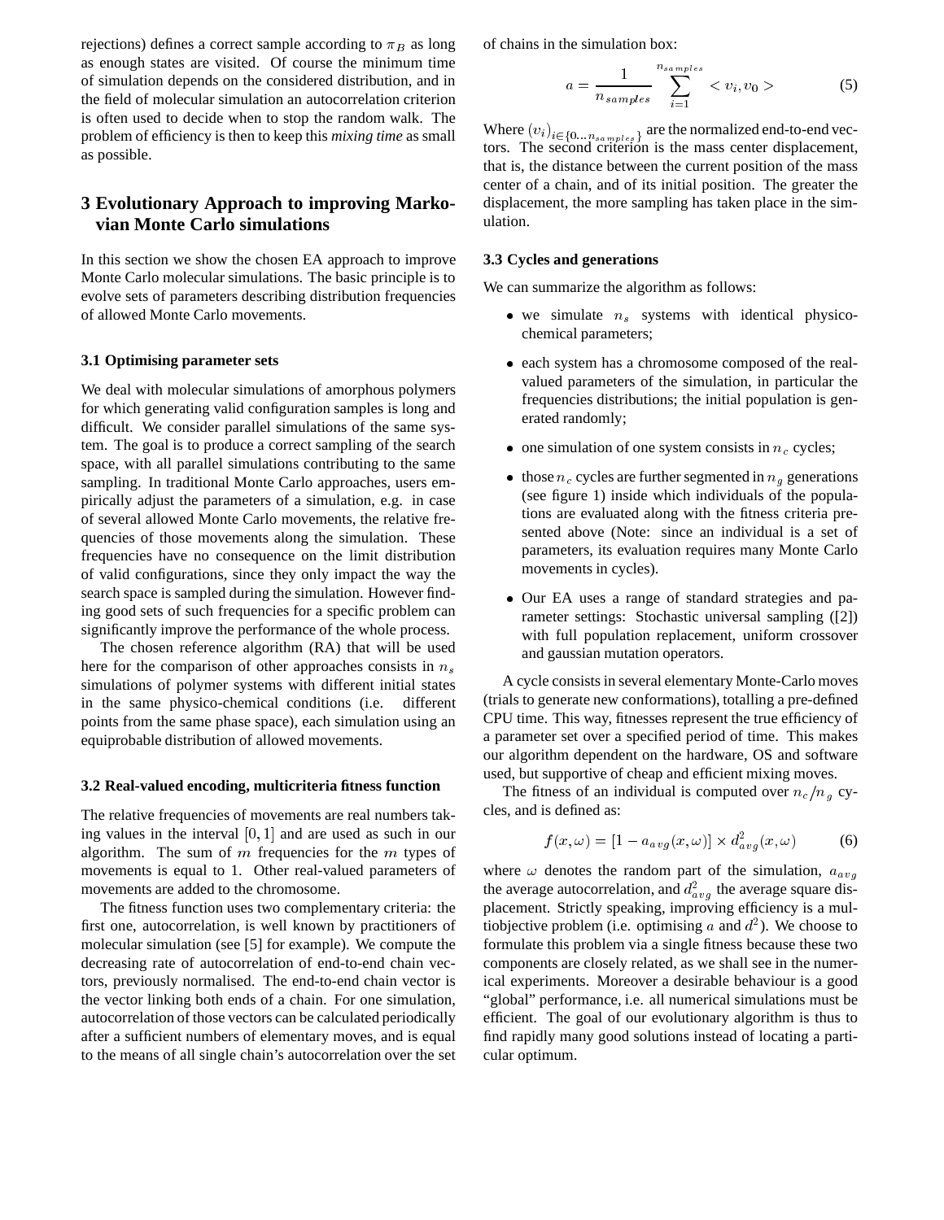rejections) defines a correct sample according to $\pi_B$ as long as enough states are visited. Of course the minimum time of simulation depends on the considered distribution, and in the field of molecular simulation an autocorrelation criterion is often used to decide when to stop the random walk. The problem of efficiency is then to keep this *mixing time* as small as possible.

## 3 Evolutionary Approach to improving Markovian Monte Carlo simulations

In this section we show the chosen EA approach to improve Monte Carlo molecular simulations. The basic principle is to evolve sets of parameters describing distribution frequencies of allowed Monte Carlo movements.

### 3.1 Optimising parameter sets

We deal with molecular simulations of amorphous polymers for which generating valid configuration samples is long and difficult. We consider parallel simulations of the same system. The goal is to produce a correct sampling of the search space, with all parallel simulations contributing to the same sampling. In traditional Monte Carlo approaches, users empirically adjust the parameters of a simulation, e.g. in case of several allowed Monte Carlo movements, the relative frequencies of those movements along the simulation. These frequencies have no consequence on the limit distribution of valid configurations, since they only impact the way the search space is sampled during the simulation. However finding good sets of such frequencies for a specific problem can significantly improve the performance of the whole process.

The chosen reference algorithm (RA) that will be used here for the comparison of other approaches consists in $n_s$ simulations of polymer systems with different initial states in the same physico-chemical conditions (i.e. different points from the same phase space), each simulation using an equiprobable distribution of allowed movements.

### 3.2 Real-valued encoding, multicriteria fitness function

The relative frequencies of movements are real numbers taking values in the interval $[0, 1]$ and are used as such in our algorithm. The sum of $m$ frequencies for the $m$ types of movements is equal to 1. Other real-valued parameters of movements are added to the chromosome.

The fitness function uses two complementary criteria: the first one, autocorrelation, is well known by practitioners of molecular simulation (see [5] for example). We compute the decreasing rate of autocorrelation of end-to-end chain vectors, previously normalised. The end-to-end chain vector is the vector linking both ends of a chain. For one simulation, autocorrelation of those vectors can be calculated periodically after a sufficient numbers of elementary moves, and is equal to the means of all single chain's autocorrelation over the set of chains in the simulation box:

$$a = \frac{1}{n_{samples}} \sum_{i=1}^{n_{samples}} < v_i, v_0 > \qquad (5)$$

Where $(v_i)_{i \in \{0 \ldots n_{samples}\}}$ are the normalized end-to-end vectors. The second criterion is the mass center displacement, that is, the distance between the current position of the mass center of a chain, and of its initial position. The greater the displacement, the more sampling has taken place in the simulation.

### 3.3 Cycles and generations

We can summarize the algorithm as follows:

- we simulate $n_s$ systems with identical physico-chemical parameters;
- each system has a chromosome composed of the real-valued parameters of the simulation, in particular the frequencies distributions; the initial population is generated randomly;
- one simulation of one system consists in $n_c$ cycles;
- those $n_c$ cycles are further segmented in $n_g$ generations (see figure 1) inside which individuals of the populations are evaluated along with the fitness criteria presented above (Note: since an individual is a set of parameters, its evaluation requires many Monte Carlo movements in cycles).
- Our EA uses a range of standard strategies and parameter settings: Stochastic universal sampling ([2]) with full population replacement, uniform crossover and gaussian mutation operators.

A cycle consists in several elementary Monte-Carlo moves (trials to generate new conformations), totalling a pre-defined CPU time. This way, fitnesses represent the true efficiency of a parameter set over a specified period of time. This makes our algorithm dependent on the hardware, OS and software used, but supportive of cheap and efficient mixing moves.

The fitness of an individual is computed over $n_c/n_g$ cycles, and is defined as:

$$f(x, \omega) = [1 - a_{avg}(x, \omega)] \times d^2_{avg}(x, \omega) \qquad (6)$$

where $\omega$ denotes the random part of the simulation, $a_{avg}$ the average autocorrelation, and $d^2_{avg}$ the average square displacement. Strictly speaking, improving efficiency is a multiobjective problem (i.e. optimising $a$ and $d^2$). We choose to formulate this problem via a single fitness because these two components are closely related, as we shall see in the numerical experiments. Moreover a desirable behaviour is a good "global" performance, i.e. all numerical simulations must be efficient. The goal of our evolutionary algorithm is thus to find rapidly many good solutions instead of locating a particular optimum.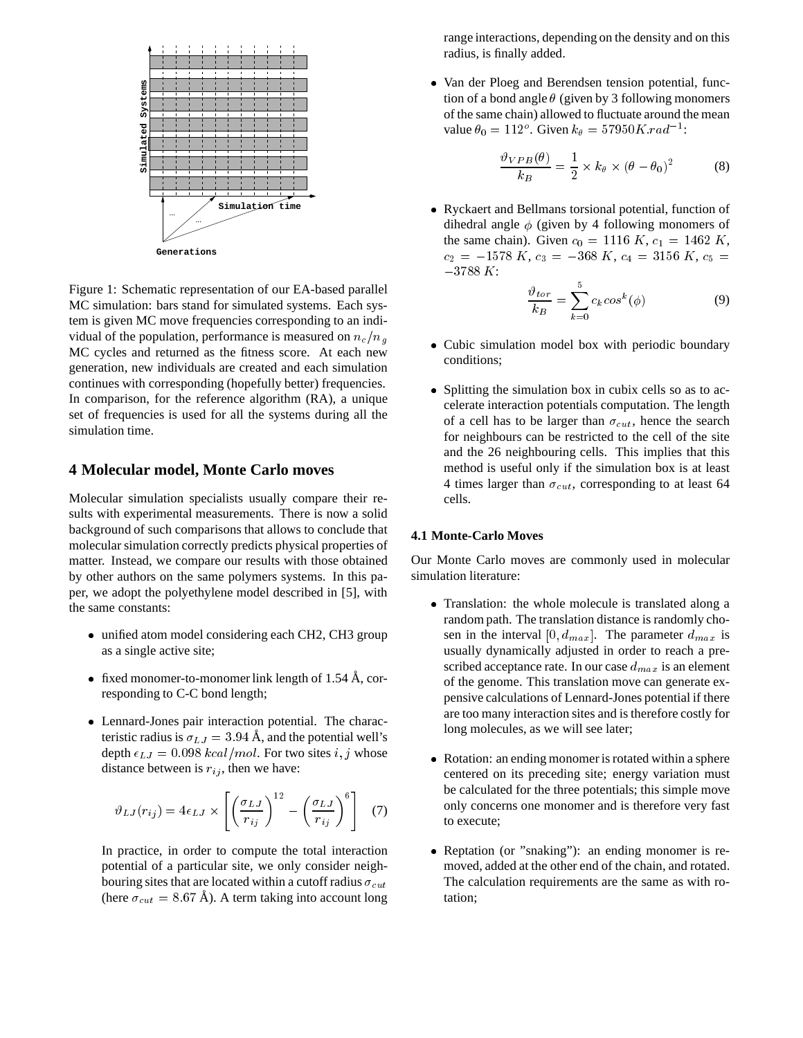Figure 1: Schematic representation of our EA-based parallel MC simulation: bars stand for simulated systems. Each system is given MC move frequencies corresponding to an individual of the population, performance is measured on $n_c/n_g$ MC cycles and returned as the fitness score. At each new generation, new individuals are created and each simulation continues with corresponding (hopefully better) frequencies. In comparison, for the reference algorithm (RA), a unique set of frequencies is used for all the systems during all the simulation time.

## 4 Molecular model, Monte Carlo moves

Molecular simulation specialists usually compare their results with experimental measurements. There is now a solid background of such comparisons that allows to conclude that molecular simulation correctly predicts physical properties of matter. Instead, we compare our results with those obtained by other authors on the same polymers systems. In this paper, we adopt the polyethylene model described in [5], with the same constants:

- unified atom model considering each CH2, CH3 group as a single active site;
- fixed monomer-to-monomer link length of 1.54 Å, corresponding to C-C bond length;
- Lennard-Jones pair interaction potential. The characteristic radius is $\sigma_{LJ} = 3.94$ Å, and the potential well's depth $\epsilon_{LJ} = 0.098\ kcal/mol$. For two sites $i, j$ whose distance between is $r_{ij}$, then we have:

$$\vartheta_{LJ}(r_{ij}) = 4\epsilon_{LJ} \times \left[ \left( \frac{\sigma_{LJ}}{r_{ij}} \right)^{12} - \left( \frac{\sigma_{LJ}}{r_{ij}} \right)^{6} \right] \quad (7)$$

  In practice, in order to compute the total interaction potential of a particular site, we only consider neighbouring sites that are located within a cutoff radius $\sigma_{cut}$ (here $\sigma_{cut} = 8.67$ Å). A term taking into account long range interactions, depending on the density and on this radius, is finally added.

- Van der Ploeg and Berendsen tension potential, function of a bond angle $\theta$ (given by 3 following monomers of the same chain) allowed to fluctuate around the mean value $\theta_0 = 112^o$. Given $k_\theta = 57950 K.rad^{-1}$:

$$\frac{\vartheta_{VPB}(\theta)}{k_B} = \frac{1}{2} \times k_\theta \times (\theta - \theta_0)^2 \quad (8)$$

- Ryckaert and Bellmans torsional potential, function of dihedral angle $\phi$ (given by 4 following monomers of the same chain). Given $c_0 = 1116\ K$, $c_1 = 1462\ K$, $c_2 = -1578\ K$, $c_3 = -368\ K$, $c_4 = 3156\ K$, $c_5 = -3788\ K$:

$$\frac{\vartheta_{tor}}{k_B} = \sum_{k=0}^{5} c_k cos^k(\phi) \quad (9)$$

- Cubic simulation model box with periodic boundary conditions;
- Splitting the simulation box in cubix cells so as to accelerate interaction potentials computation. The length of a cell has to be larger than $\sigma_{cut}$, hence the search for neighbours can be restricted to the cell of the site and the 26 neighbouring cells. This implies that this method is useful only if the simulation box is at least 4 times larger than $\sigma_{cut}$, corresponding to at least 64 cells.

### 4.1 Monte-Carlo Moves

Our Monte Carlo moves are commonly used in molecular simulation literature:

- Translation: the whole molecule is translated along a random path. The translation distance is randomly chosen in the interval $[0, d_{max}]$. The parameter $d_{max}$ is usually dynamically adjusted in order to reach a prescribed acceptance rate. In our case $d_{max}$ is an element of the genome. This translation move can generate expensive calculations of Lennard-Jones potential if there are too many interaction sites and is therefore costly for long molecules, as we will see later;
- Rotation: an ending monomer is rotated within a sphere centered on its preceding site; energy variation must be calculated for the three potentials; this simple move only concerns one monomer and is therefore very fast to execute;
- Reptation (or "snaking"): an ending monomer is removed, added at the other end of the chain, and rotated. The calculation requirements are the same as with rotation;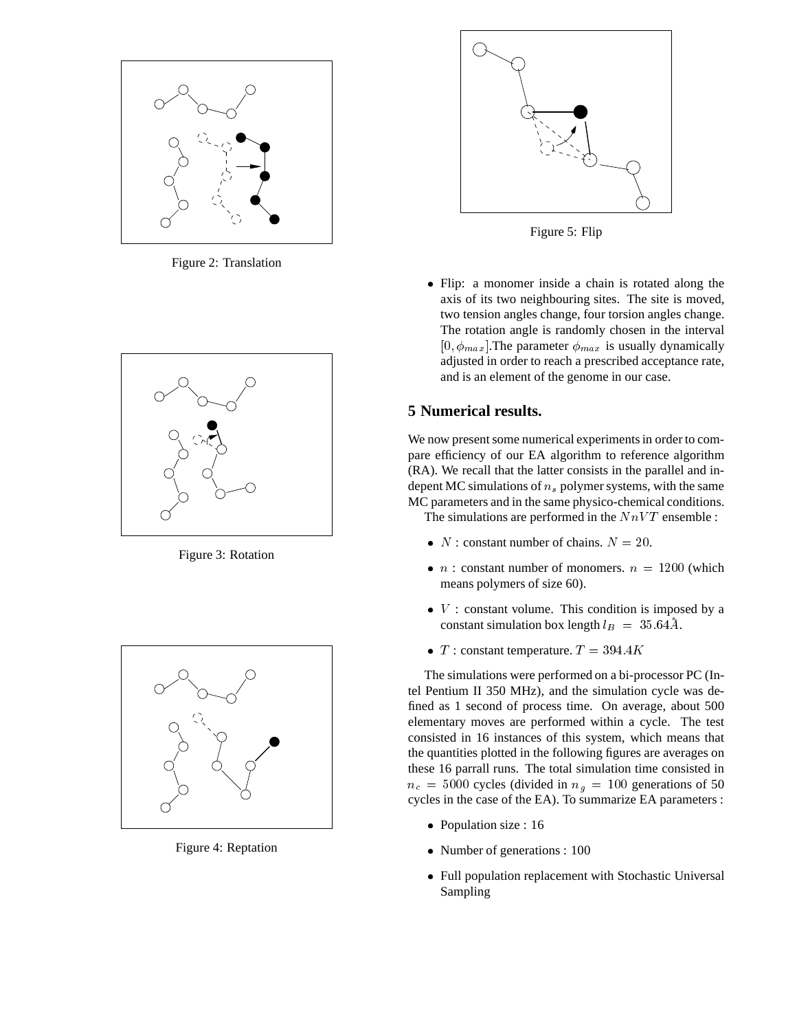Figure 2: Translation

Figure 3: Rotation

Figure 4: Reptation

Figure 5: Flip

- Flip: a monomer inside a chain is rotated along the axis of its two neighbouring sites. The site is moved, two tension angles change, four torsion angles change. The rotation angle is randomly chosen in the interval $[0, \phi_{max}]$.The parameter $\phi_{max}$ is usually dynamically adjusted in order to reach a prescribed acceptance rate, and is an element of the genome in our case.

## 5 Numerical results.

We now present some numerical experiments in order to compare efficiency of our EA algorithm to reference algorithm (RA). We recall that the latter consists in the parallel and indepent MC simulations of $n_s$ polymer systems, with the same MC parameters and in the same physico-chemical conditions.

The simulations are performed in the $NnVT$ ensemble :

- $N$ : constant number of chains. $N = 20$.
- $n$ : constant number of monomers. $n = 1200$ (which means polymers of size 60).
- $V$ : constant volume. This condition is imposed by a constant simulation box length $l_B = 35.64\mathring{A}$.
- $T$ : constant temperature. $T = 394.4K$

The simulations were performed on a bi-processor PC (Intel Pentium II 350 MHz), and the simulation cycle was defined as 1 second of process time. On average, about 500 elementary moves are performed within a cycle. The test consisted in 16 instances of this system, which means that the quantities plotted in the following figures are averages on these 16 parrall runs. The total simulation time consisted in $n_c = 5000$ cycles (divided in $n_g = 100$ generations of 50 cycles in the case of the EA). To summarize EA parameters :

- Population size : 16
- Number of generations : 100
- Full population replacement with Stochastic Universal Sampling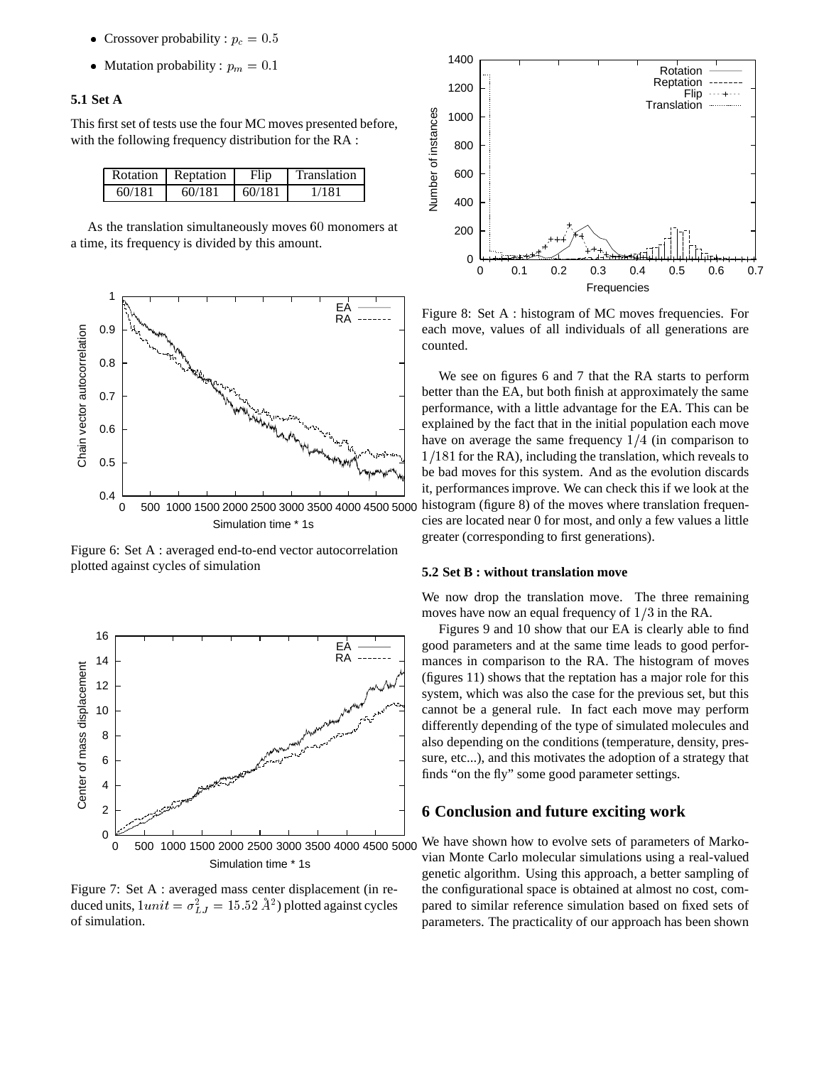- Crossover probability : $p_c = 0.5$
- Mutation probability : $p_m = 0.1$

### 5.1 Set A

This first set of tests use the four MC moves presented before, with the following frequency distribution for the RA :

| Rotation | Reptation | Flip | Translation |
|---|---|---|---|
| 60/181 | 60/181 | 60/181 | 1/181 |

As the translation simultaneously moves 60 monomers at a time, its frequency is divided by this amount.

Figure 6: Set A : averaged end-to-end vector autocorrelation plotted against cycles of simulation

Figure 7: Set A : averaged mass center displacement (in reduced units, $1unit = \sigma_{LJ}^2 = 15.52\,\mathring{A}^2$) plotted against cycles of simulation.

Figure 8: Set A : histogram of MC moves frequencies. For each move, values of all individuals of all generations are counted.

We see on figures 6 and 7 that the RA starts to perform better than the EA, but both finish at approximately the same performance, with a little advantage for the EA. This can be explained by the fact that in the initial population each move have on average the same frequency $1/4$ (in comparison to $1/181$ for the RA), including the translation, which reveals to be bad moves for this system. And as the evolution discards it, performances improve. We can check this if we look at the histogram (figure 8) of the moves where translation frequencies are located near 0 for most, and only a few values a little greater (corresponding to first generations).

### 5.2 Set B : without translation move

We now drop the translation move. The three remaining moves have now an equal frequency of $1/3$ in the RA.

Figures 9 and 10 show that our EA is clearly able to find good parameters and at the same time leads to good performances in comparison to the RA. The histogram of moves (figures 11) shows that the reptation has a major role for this system, which was also the case for the previous set, but this cannot be a general rule. In fact each move may perform differently depending of the type of simulated molecules and also depending on the conditions (temperature, density, pressure, etc...), and this motivates the adoption of a strategy that finds "on the fly" some good parameter settings.

## 6 Conclusion and future exciting work

We have shown how to evolve sets of parameters of Markovian Monte Carlo molecular simulations using a real-valued genetic algorithm. Using this approach, a better sampling of the configurational space is obtained at almost no cost, compared to similar reference simulation based on fixed sets of parameters. The practicality of our approach has been shown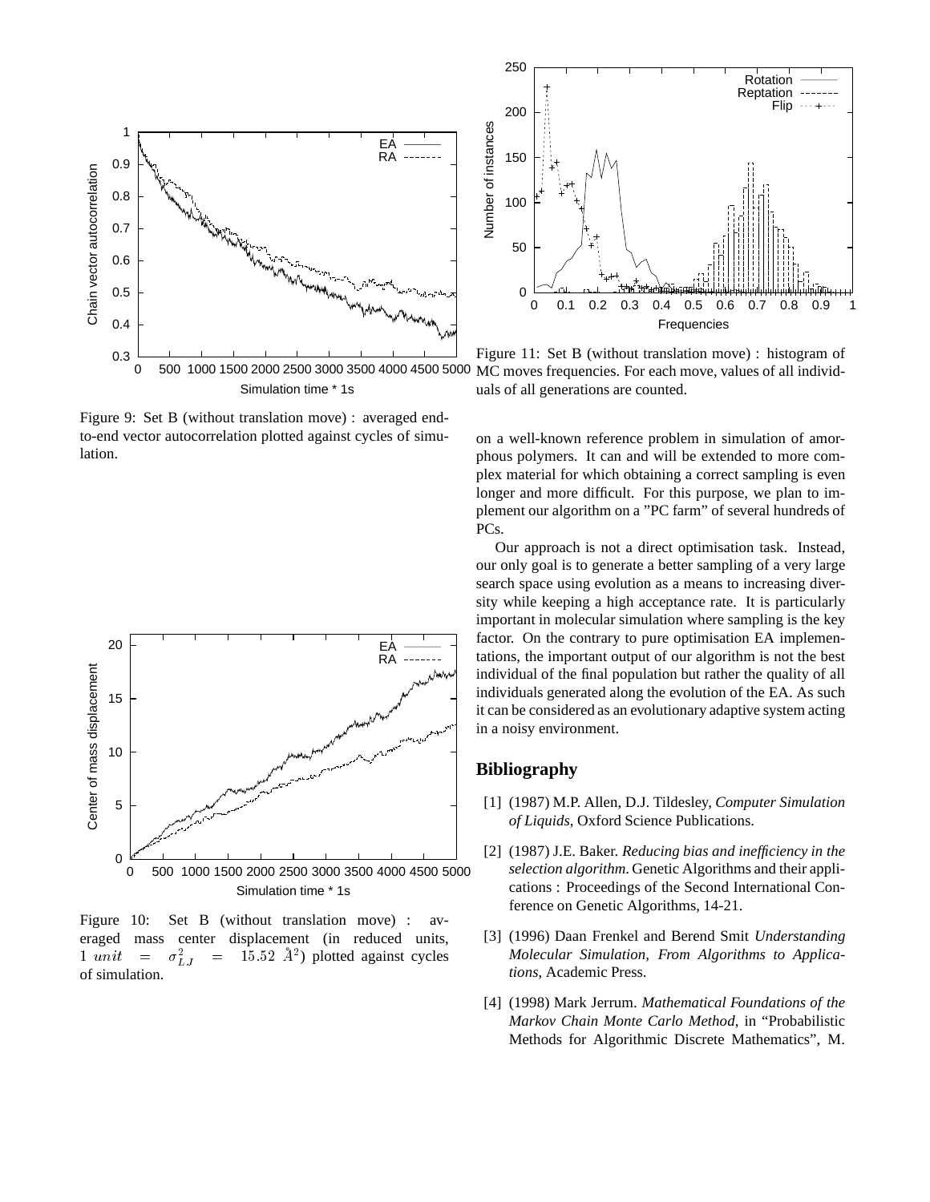Figure 9: Set B (without translation move) : averaged end-to-end vector autocorrelation plotted against cycles of simulation.

Figure 10: Set B (without translation move) : averaged mass center displacement (in reduced units, $1\ unit = \sigma_{LJ}^2 = 15.52\ \AA^2$) plotted against cycles of simulation.

Figure 11: Set B (without translation move) : histogram of MC moves frequencies. For each move, values of all individuals of all generations are counted.

on a well-known reference problem in simulation of amorphous polymers. It can and will be extended to more complex material for which obtaining a correct sampling is even longer and more difficult. For this purpose, we plan to implement our algorithm on a "PC farm" of several hundreds of PCs.

Our approach is not a direct optimisation task. Instead, our only goal is to generate a better sampling of a very large search space using evolution as a means to increasing diversity while keeping a high acceptance rate. It is particularly important in molecular simulation where sampling is the key factor. On the contrary to pure optimisation EA implementations, the important output of our algorithm is not the best individual of the final population but rather the quality of all individuals generated along the evolution of the EA. As such it can be considered as an evolutionary adaptive system acting in a noisy environment.

## Bibliography

[1] (1987) M.P. Allen, D.J. Tildesley, *Computer Simulation of Liquids*, Oxford Science Publications.

[2] (1987) J.E. Baker. *Reducing bias and inefficiency in the selection algorithm*. Genetic Algorithms and their applications : Proceedings of the Second International Conference on Genetic Algorithms, 14-21.

[3] (1996) Daan Frenkel and Berend Smit *Understanding Molecular Simulation, From Algorithms to Applications*, Academic Press.

[4] (1998) Mark Jerrum. *Mathematical Foundations of the Markov Chain Monte Carlo Method*, in "Probabilistic Methods for Algorithmic Discrete Mathematics", M.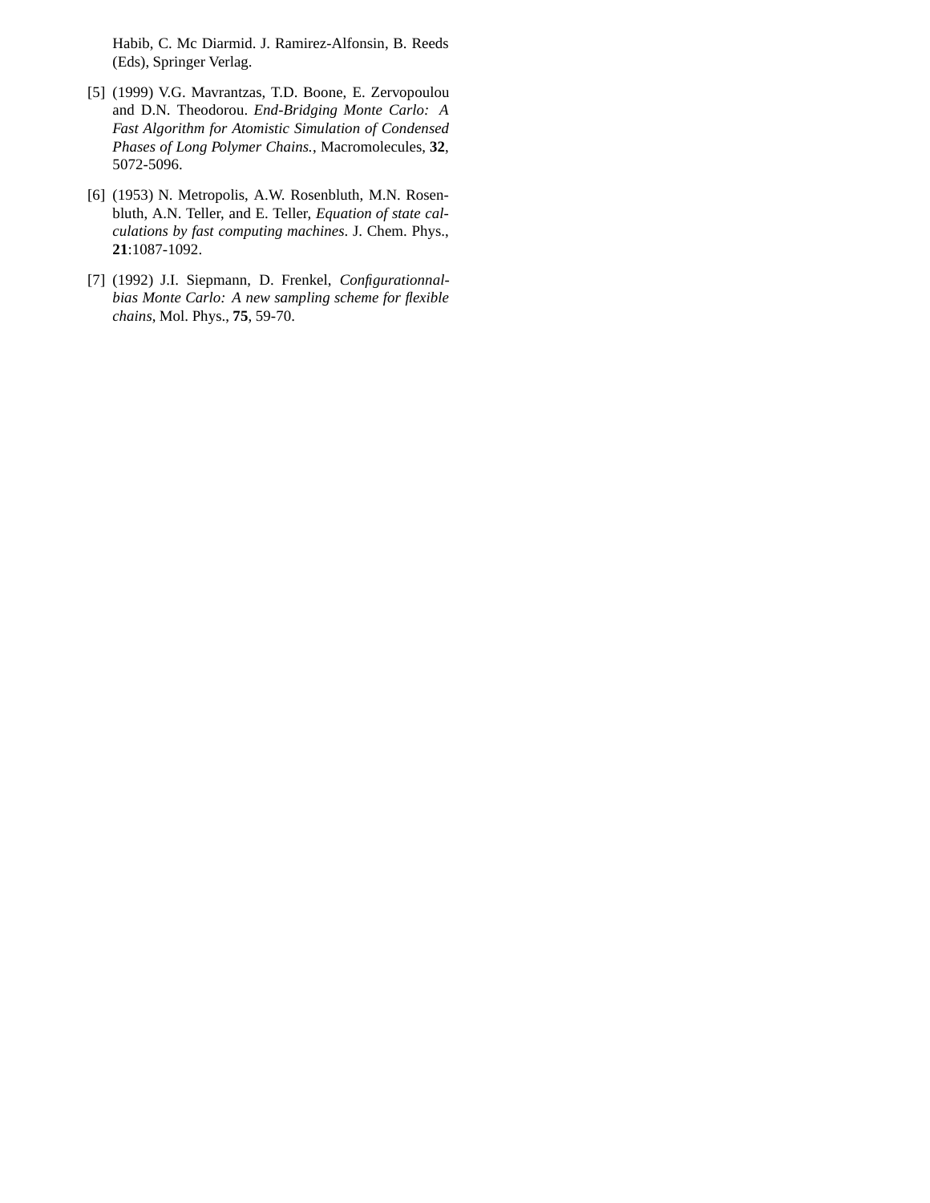Habib, C. Mc Diarmid. J. Ramirez-Alfonsin, B. Reeds (Eds), Springer Verlag.

[5] (1999) V.G. Mavrantzas, T.D. Boone, E. Zervopoulou and D.N. Theodorou. *End-Bridging Monte Carlo: A Fast Algorithm for Atomistic Simulation of Condensed Phases of Long Polymer Chains.*, Macromolecules, **32**, 5072-5096.

[6] (1953) N. Metropolis, A.W. Rosenbluth, M.N. Rosenbluth, A.N. Teller, and E. Teller, *Equation of state calculations by fast computing machines*. J. Chem. Phys., **21**:1087-1092.

[7] (1992) J.I. Siepmann, D. Frenkel, *Configurationnal-bias Monte Carlo: A new sampling scheme for flexible chains*, Mol. Phys., **75**, 59-70.